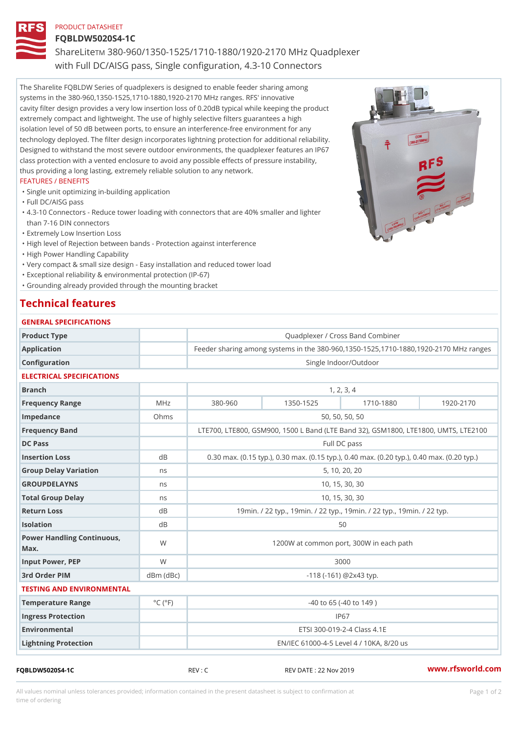PRODUCT DATASHEET

# FQBLDW5020S4-1C

ShareLiteTM 380-960/1350-1525/1710-1880/1920-2170 MHz Quadplexer with Full DC/AISG pass, Single configuration, 4.3-10 Connectors

The Sharelite FQBLDW Series of quadplexers is designed to enable feeder sharing among systems in the 380-960,1350-1525,1710-1880,1920-2170 MHz ranges. RFS' innovative cavity filter design provides a very low insertion loss of 0.20dB typical while keeping the product extremely compact and lightweight. The use of highly selective filters guarantees a high isolation level of 50 dB between ports, to ensure an interference-free environment for any technology deployed. The filter design incorporates lightning protection for additional reliability. Designed to withstand the most severe outdoor environments, the quadplexer features an IP67 class protection with a vented enclosure to avoid any possible effects of pressure instability, thus providing a long lasting, extremely reliable solution to any network.

FEATURES / BENEFITS

- Single unit optimizing in-building application
- Full DC/AISG pass
- 4.3-10 Connectors - Reduce tower loading with connectors that are 40% smaller and lighter than 7-16 DIN connectors
- Extremely Low Insertion Loss
- High level of Rejection between bands - Protection against interference
- High Power Handling Capability
- Very compact & small size design - Easy installation and reduced tower load
- Exceptional reliability & environmental protection (IP-67)
- Grounding already provided through the mounting bracket

## Technical features

### GENERAL SPECIFICATIONS

| | | |
|---|---|---|
| Product Type | | Quadplexer / Cross Band Combiner |
| Application | | Feeder sharing among systems in the 380-960,1350-1525,1710-1880,1920-2170 MHz ranges |
| Configuration | | Single Indoor/Outdoor |

### ELECTRICAL SPECIFICATIONS

| | | | | | |
|---|---|---|---|---|---|
| Branch | | 1, 2, 3, 4 | | | |
| Frequency Range | MHz | 380-960 | 1350-1525 | 1710-1880 | 1920-2170 |
| Impedance | Ohms | 50, 50, 50, 50 | | | |
| Frequency Band | | LTE700, LTE800, GSM900, 1500 L Band (LTE Band 32), GSM1800, LTE1800, UMTS, LTE2100 | | | |
| DC Pass | | Full DC pass | | | |
| Insertion Loss | dB | 0.30 max. (0.15 typ.), 0.30 max. (0.15 typ.), 0.40 max. (0.20 typ.), 0.40 max. (0.20 typ.) | | | |
| Group Delay Variation | ns | 5, 10, 20, 20 | | | |
| GROUPDELAYNS | ns | 10, 15, 30, 30 | | | |
| Total Group Delay | ns | 10, 15, 30, 30 | | | |
| Return Loss | dB | 19min. / 22 typ., 19min. / 22 typ., 19min. / 22 typ., 19min. / 22 typ. | | | |
| Isolation | dB | 50 | | | |
| Power Handling Continuous, Max. | W | 1200W at common port, 300W in each path | | | |
| Input Power, PEP | W | 3000 | | | |
| 3rd Order PIM | dBm (dBc) | -118 (-161) @2x43 typ. | | | |

### TESTING AND ENVIRONMENTAL

| | | |
|---|---|---|
| Temperature Range | °C (°F) | -40 to 65 (-40 to 149 ) |
| Ingress Protection | | IP67 |
| Environmental | | ETSI 300-019-2-4 Class 4.1E |
| Lightning Protection | | EN/IEC 61000-4-5 Level 4 / 10KA, 8/20 us |

FQBLDW5020S4-1C REV : C REV DATE : 22 Nov 2019 www.rfsworld.com

All values nominal unless tolerances provided; information contained in the present datasheet is subject to confirmation at time of ordering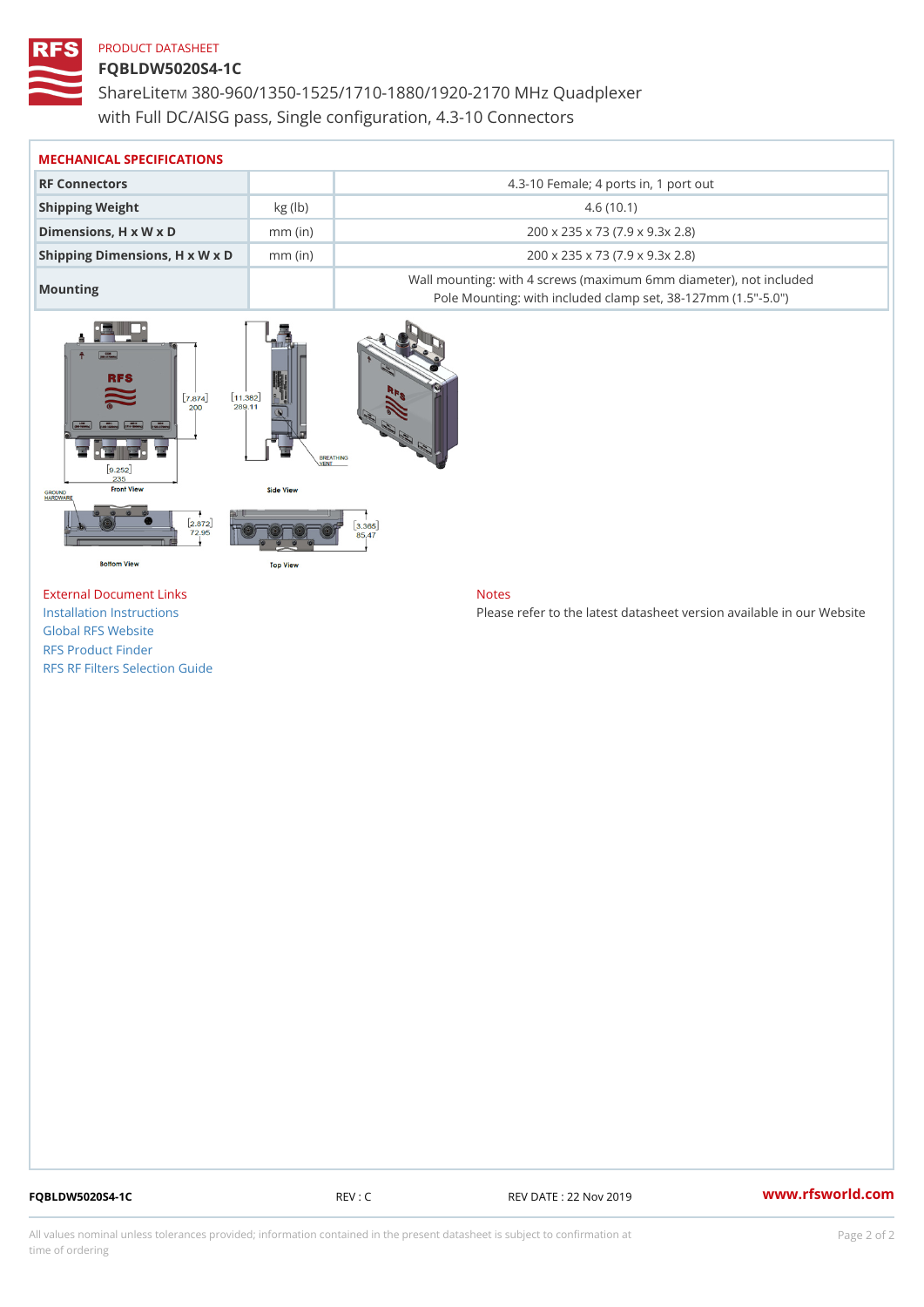PRODUCT DATASHEET

# FQBLDW5020S4-1C

ShareLiteTM 380-960/1350-1525/1710-1880/1920-2170 MHz Quadplexer with Full DC/AISG pass, Single configuration, 4.3-10 Connectors

## MECHANICAL SPECIFICATIONS

| | | |
|---|---|---|
| RF Connectors | | 4.3-10 Female; 4 ports in, 1 port out |
| Shipping Weight | kg (lb) | 4.6 (10.1) |
| Dimensions, H x W x D | mm (in) | 200 x 235 x 73 (7.9 x 9.3x 2.8) |
| Shipping Dimensions, H x W x D | mm (in) | 200 x 235 x 73 (7.9 x 9.3x 2.8) |
| Mounting | | Wall mounting: with 4 screws (maximum 6mm diameter), not included<br>Pole Mounting: with included clamp set, 38-127mm (1.5"-5.0") |

[7.874]
200

[11.382]
289.11

[9.252]
235

Front View

Side View

BREATHING VENT

GROUND HARDWARE

[2.872]
72.95

[3.365]
85.47

Bottom View

Top View

### External Document Links

Installation Instructions
Global RFS Website
RFS Product Finder
RFS RF Filters Selection Guide

### Notes

Please refer to the latest datasheet version available in our Website

FQBLDW5020S4-1C REV : C REV DATE : 22 Nov 2019 www.rfsworld.com

All values nominal unless tolerances provided; information contained in the present datasheet is subject to confirmation at time of ordering